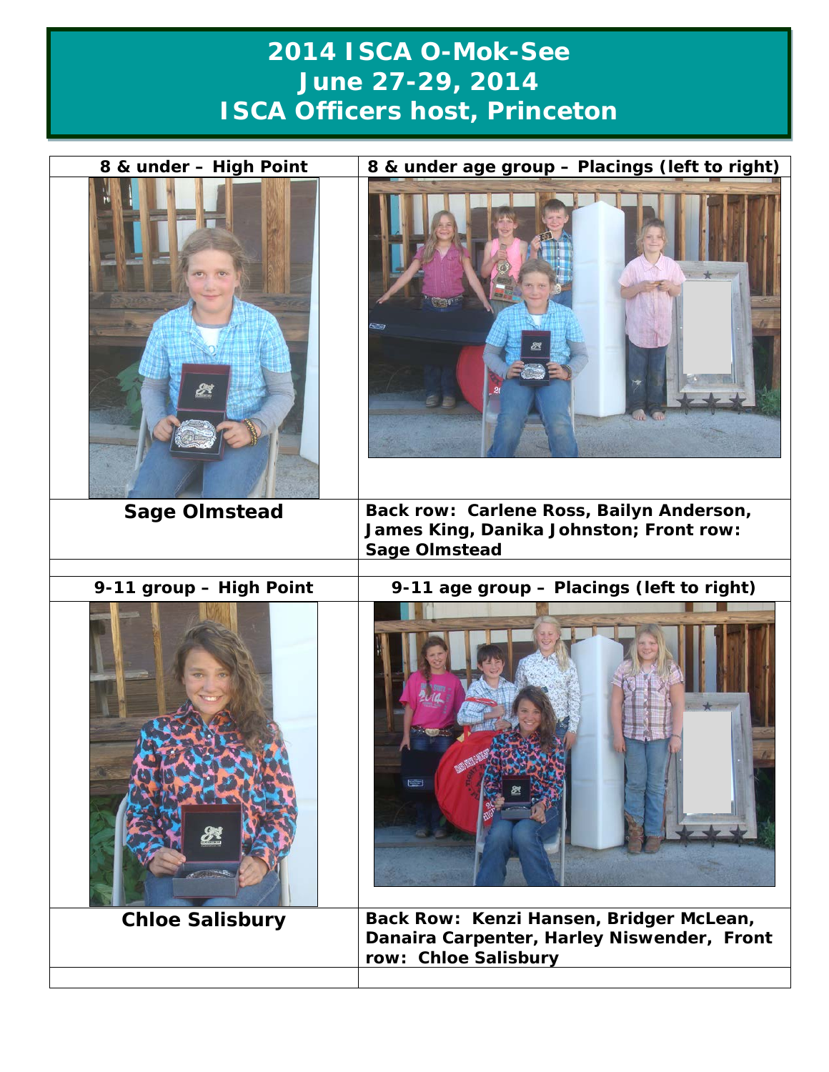# 2014 ISCA O-Mok-See
# June 27-29, 2014
# ISCA Officers host, Princeton

| 8 & under – High Point | 8 & under age group – Placings (left to right) |
|---|---|
| **Sage Olmstead** | **Back row: Carlene Ross, Bailyn Anderson, James King, Danika Johnston; Front row: Sage Olmstead** |
| | |
| **9-11 group – High Point** | **9-11 age group – Placings (left to right)** |
| **Chloe Salisbury** | **Back Row: Kenzi Hansen, Bridger McLean, Danaira Carpenter, Harley Niswender, Front row: Chloe Salisbury** |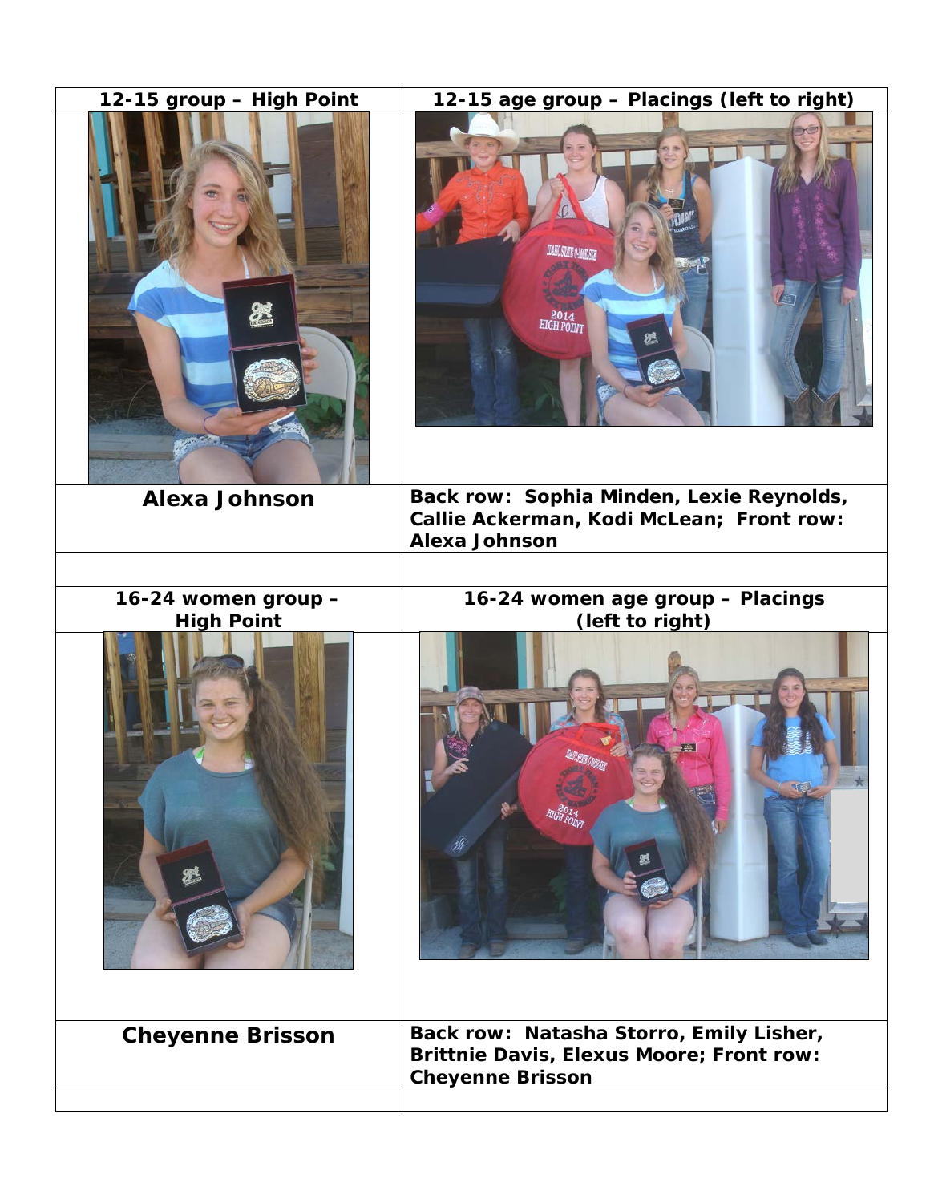| 12-15 group – High Point | 12-15 age group – Placings (left to right) |
| --- | --- |
| | |
| **Alexa Johnson** | **Back row: Sophia Minden, Lexie Reynolds, Callie Ackerman, Kodi McLean; Front row: Alexa Johnson** |
| | |
| **16-24 women group – High Point** | **16-24 women age group – Placings (left to right)** |
| | |
| **Cheyenne Brisson** | **Back row: Natasha Storro, Emily Lisher, Brittnie Davis, Elexus Moore; Front row: Cheyenne Brisson** |
| | |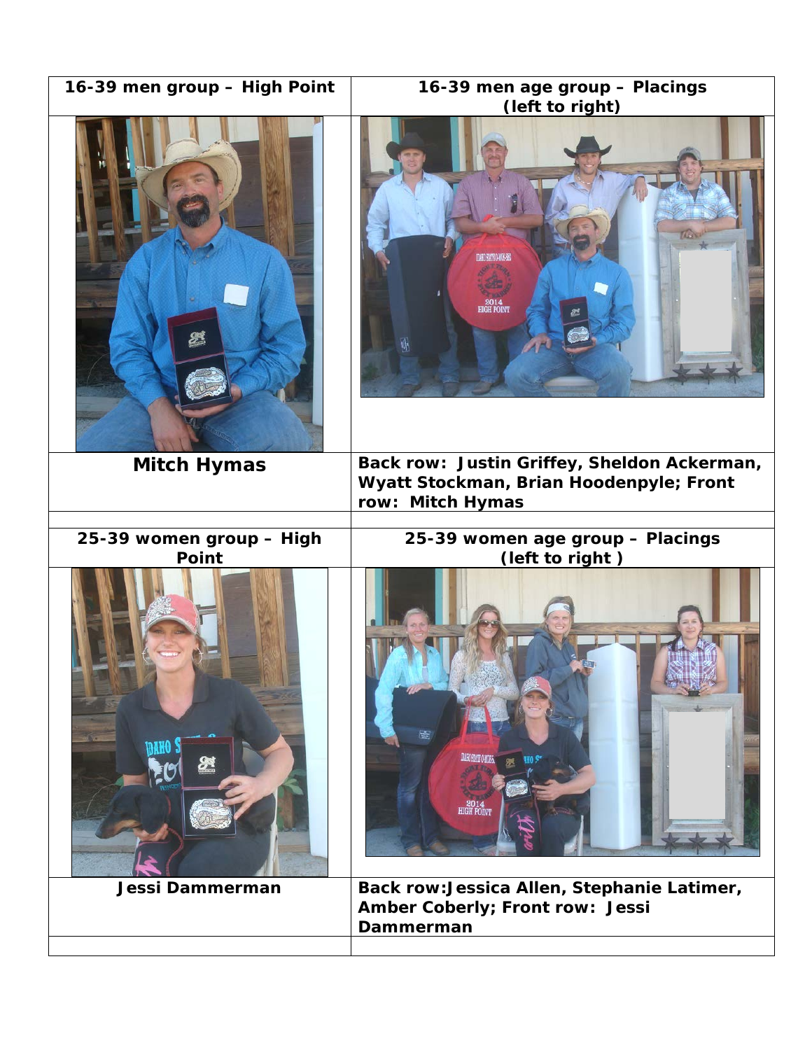| 16-39 men group – High Point | 16-39 men age group – Placings (left to right) |
| --- | --- |
| | |
| Mitch Hymas | Back row: Justin Griffey, Sheldon Ackerman, Wyatt Stockman, Brian Hoodenpyle; Front row: Mitch Hymas |
| | |
| 25-39 women group – High Point | 25-39 women age group – Placings (left to right ) |
| | |
| Jessi Dammerman | Back row:Jessica Allen, Stephanie Latimer, Amber Coberly; Front row: Jessi Dammerman |
| | |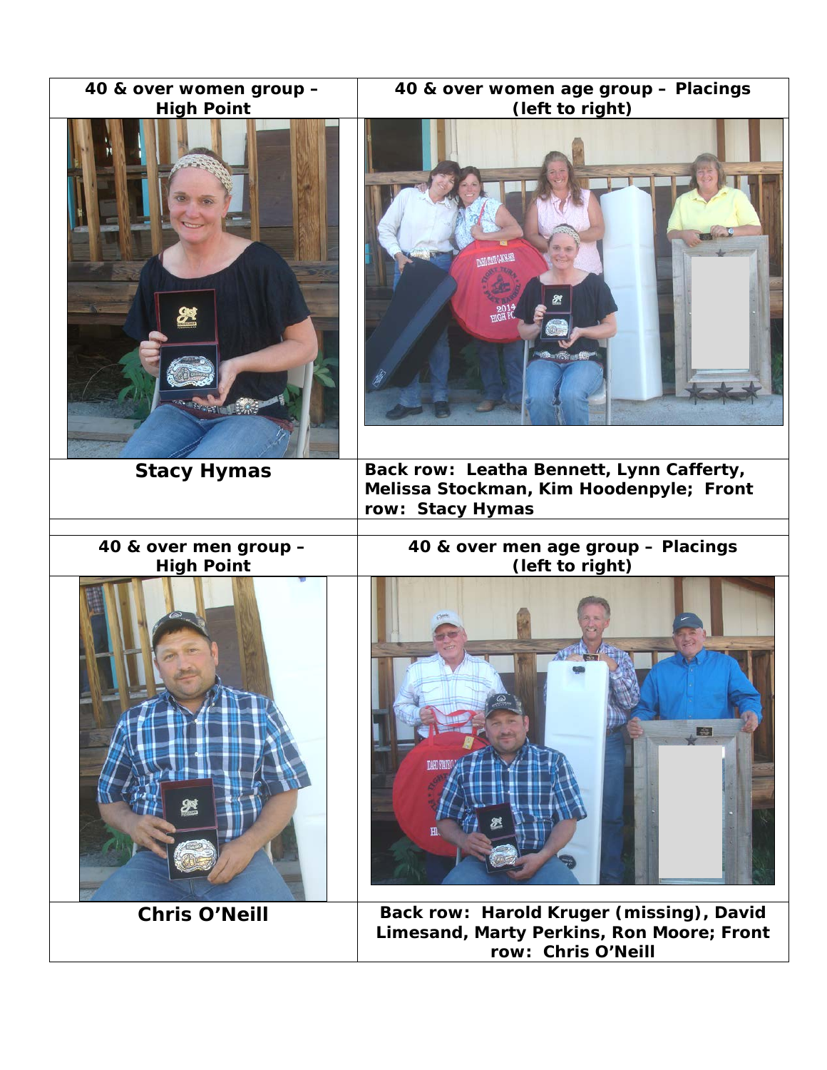| 40 & over women group – High Point | 40 & over women age group – Placings (left to right) |
|---|---|
| | |
| **Stacy Hymas** | **Back row: Leatha Bennett, Lynn Cafferty, Melissa Stockman, Kim Hoodenpyle; Front row: Stacy Hymas** |

| 40 & over men group – High Point | 40 & over men age group – Placings (left to right) |
|---|---|
| | |
| **Chris O'Neill** | **Back row: Harold Kruger (missing), David Limesand, Marty Perkins, Ron Moore; Front row: Chris O'Neill** |